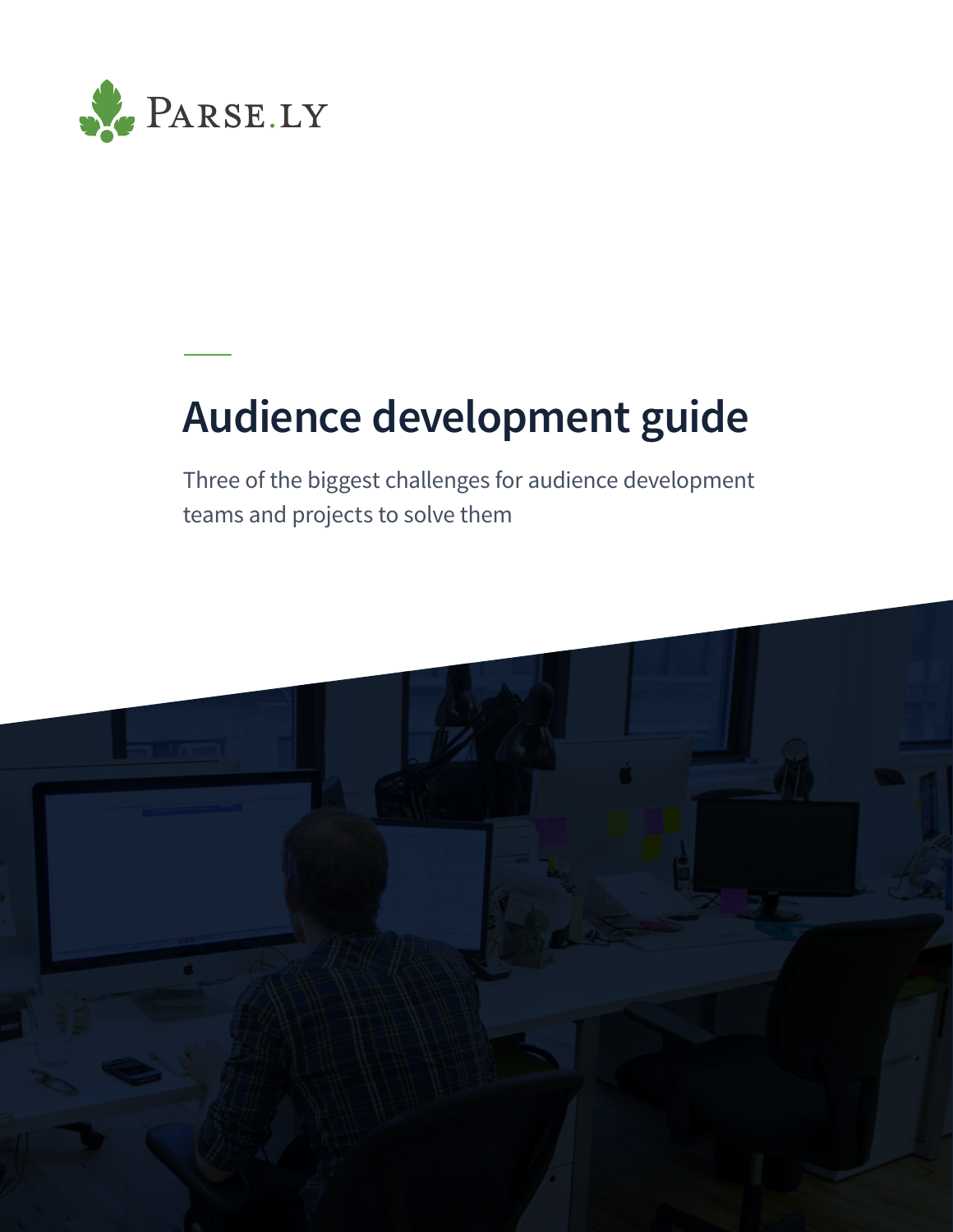Parse.ly

# Audience development guide

Three of the biggest challenges for audience development teams and projects to solve them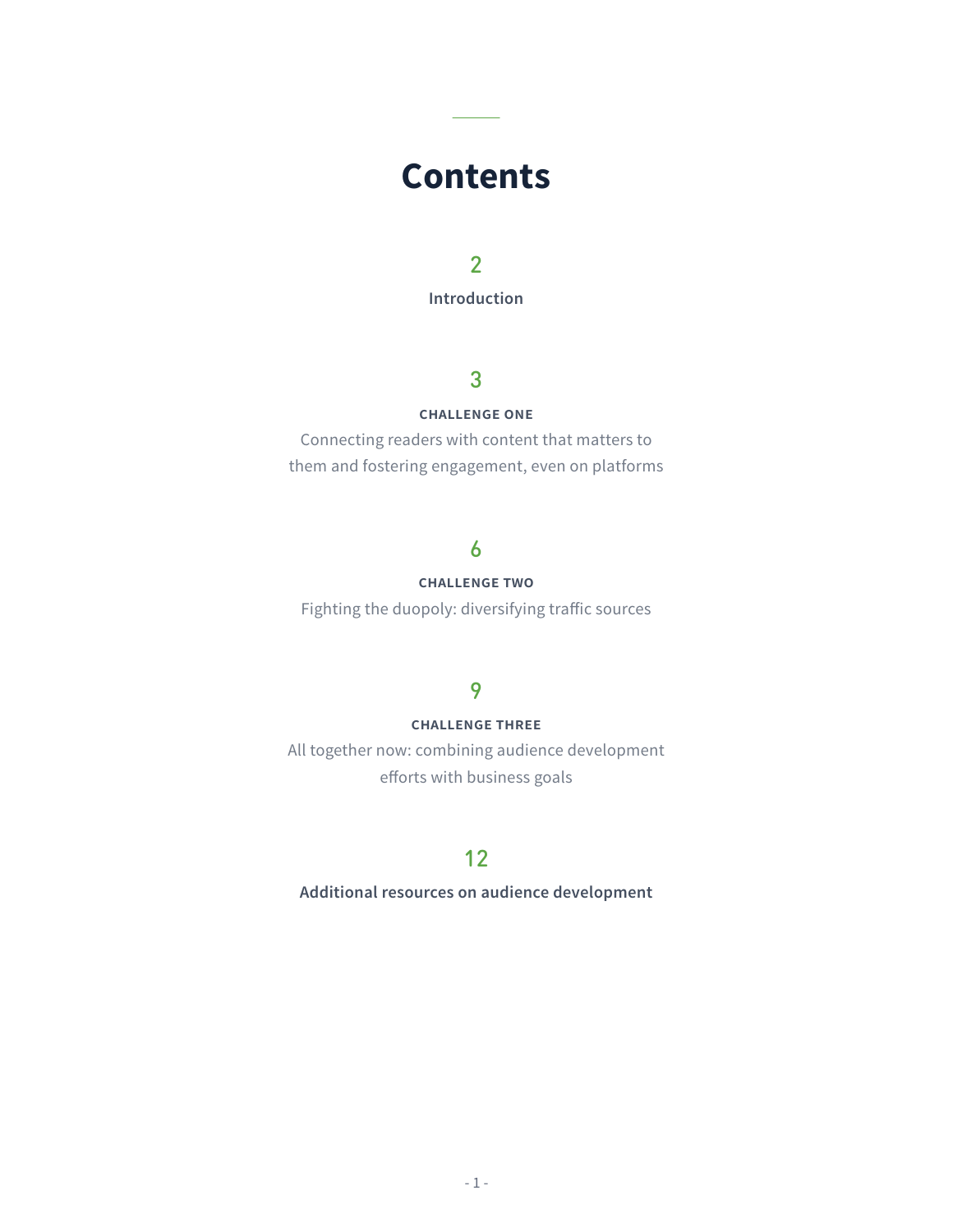# Contents

**2**

**Introduction**

**3**

**CHALLENGE ONE**

Connecting readers with content that matters to them and fostering engagement, even on platforms

**6**

**CHALLENGE TWO**

Fighting the duopoly: diversifying traffic sources

**9**

**CHALLENGE THREE**

All together now: combining audience development efforts with business goals

**12**

**Additional resources on audience development**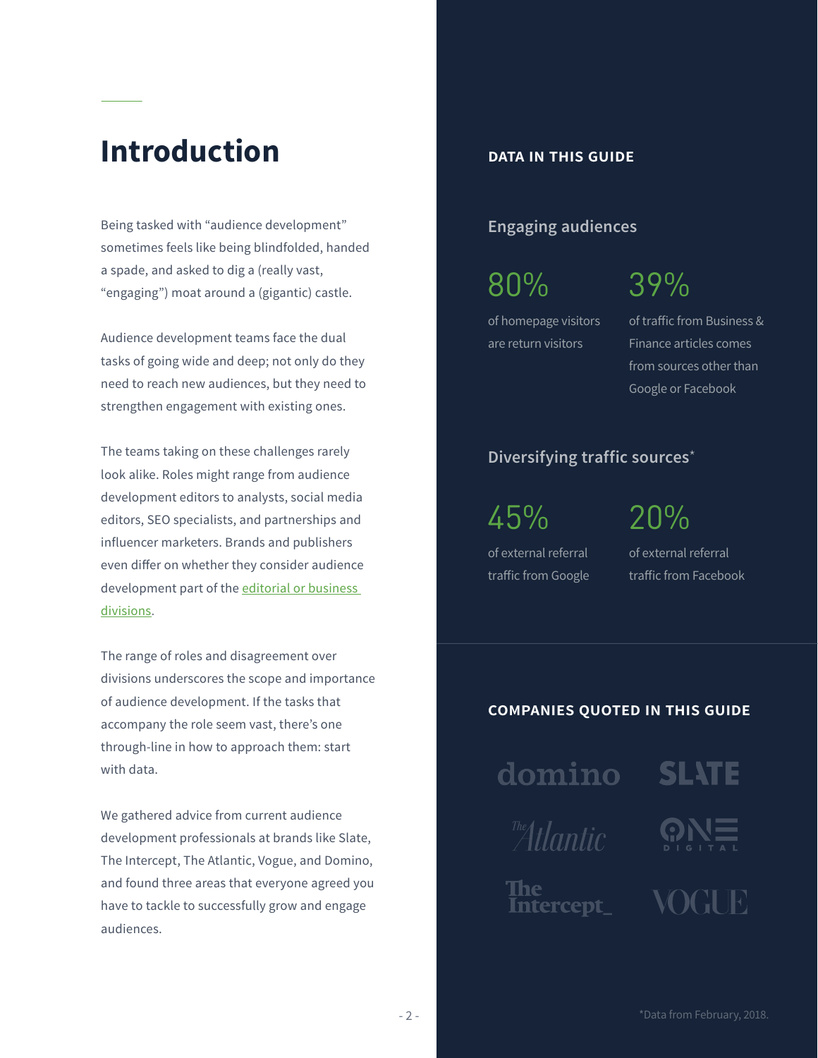# Introduction

Being tasked with "audience development" sometimes feels like being blindfolded, handed a spade, and asked to dig a (really vast, "engaging") moat around a (gigantic) castle.

Audience development teams face the dual tasks of going wide and deep; not only do they need to reach new audiences, but they need to strengthen engagement with existing ones.

The teams taking on these challenges rarely look alike. Roles might range from audience development editors to analysts, social media editors, SEO specialists, and partnerships and influencer marketers. Brands and publishers even differ on whether they consider audience development part of the editorial or business divisions.

The range of roles and disagreement over divisions underscores the scope and importance of audience development. If the tasks that accompany the role seem vast, there's one through-line in how to approach them: start with data.

We gathered advice from current audience development professionals at brands like Slate, The Intercept, The Atlantic, Vogue, and Domino, and found three areas that everyone agreed you have to tackle to successfully grow and engage audiences.

## DATA IN THIS GUIDE

### Engaging audiences

**80%** of homepage visitors are return visitors

**39%** of traffic from Business & Finance articles comes from sources other than Google or Facebook

### Diversifying traffic sources*

**45%** of external referral traffic from Google

**20%** of external referral traffic from Facebook

## COMPANIES QUOTED IN THIS GUIDE

domino, Slate, The Atlantic, ONE Digital, The Intercept, Vogue

*Data from February, 2018.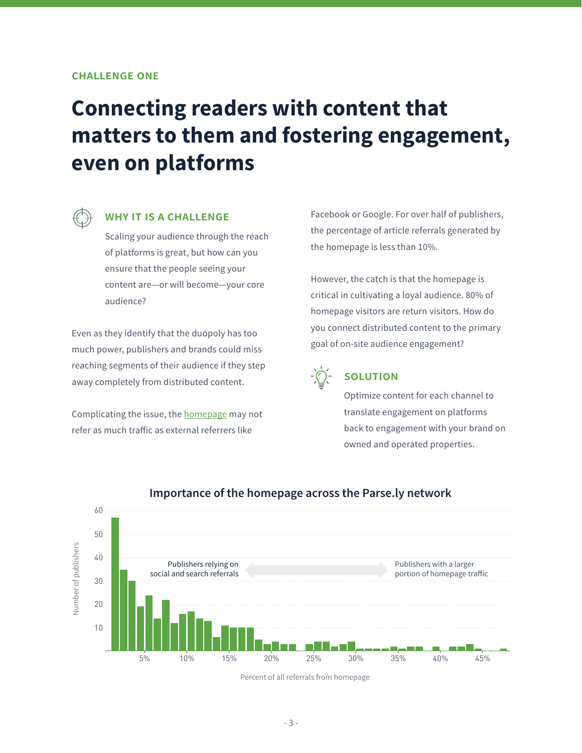CHALLENGE ONE

# Connecting readers with content that matters to them and fostering engagement, even on platforms

### WHY IT IS A CHALLENGE

Scaling your audience through the reach of platforms is great, but how can you ensure that the people seeing your content are—or will become—your core audience?

Even as they identify that the duopoly has too much power, publishers and brands could miss reaching segments of their audience if they step away completely from distributed content.

Complicating the issue, the homepage may not refer as much traffic as external referrers like Facebook or Google. For over half of publishers, the percentage of article referrals generated by the homepage is less than 10%.

However, the catch is that the homepage is critical in cultivating a loyal audience. 80% of homepage visitors are return visitors. How do you connect distributed content to the primary goal of on-site audience engagement?

### SOLUTION

Optimize content for each channel to translate engagement on platforms back to engagement with your brand on owned and operated properties.

**Importance of the homepage across the Parse.ly network**

Publishers relying on social and search referrals ↔ Publishers with a larger portion of homepage traffic

Y-axis: Number of publishers (0–60)

X-axis: Percent of all referrals from homepage (5%–45%)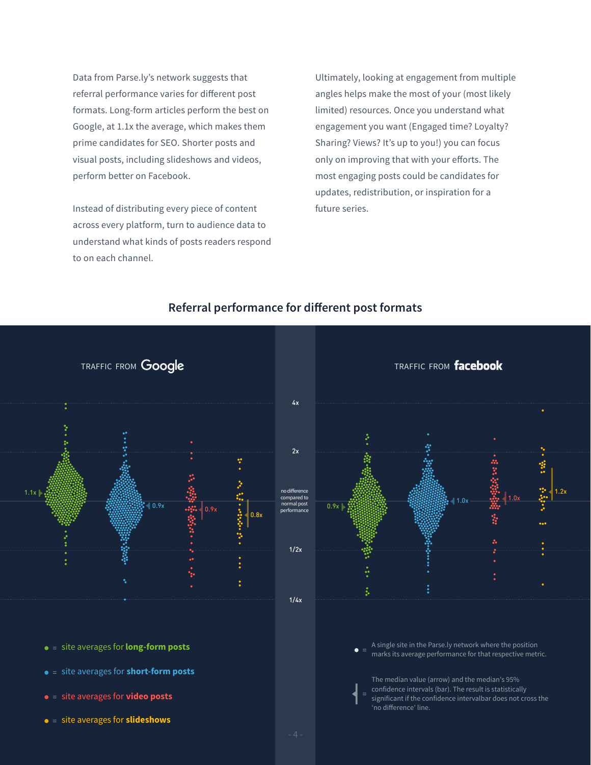Data from Parse.ly's network suggests that referral performance varies for different post formats. Long-form articles perform the best on Google, at 1.1x the average, which makes them prime candidates for SEO. Shorter posts and visual posts, including slideshows and videos, perform better on Facebook.

Instead of distributing every piece of content across every platform, turn to audience data to understand what kinds of posts readers respond to on each channel.

Ultimately, looking at engagement from multiple angles helps make the most of your (most likely limited) resources. Once you understand what engagement you want (Engaged time? Loyalty? Sharing? Views? It's up to you!) you can focus only on improving that with your efforts. The most engaging posts could be candidates for updates, redistribution, or inspiration for a future series.

## Referral performance for different post formats

TRAFFIC FROM Google

TRAFFIC FROM facebook

4x

2x

no difference compared to normal post performance

1/2x

1/4x

Google: 1.1x, 0.9x, 0.9x, 0.8x

Facebook: 0.9x, 1.0x, 1.0x, 1.2x

● = site averages for **long-form posts**

● = site averages for **short-form posts**

● = site averages for **video posts**

● = site averages for **slideshows**

● = A single site in the Parse.ly network where the position marks its average performance for that respective metric.

= The median value (arrow) and the median's 95% confidence intervals (bar). The result is statistically significant if the confidence intervalbar does not cross the 'no difference' line.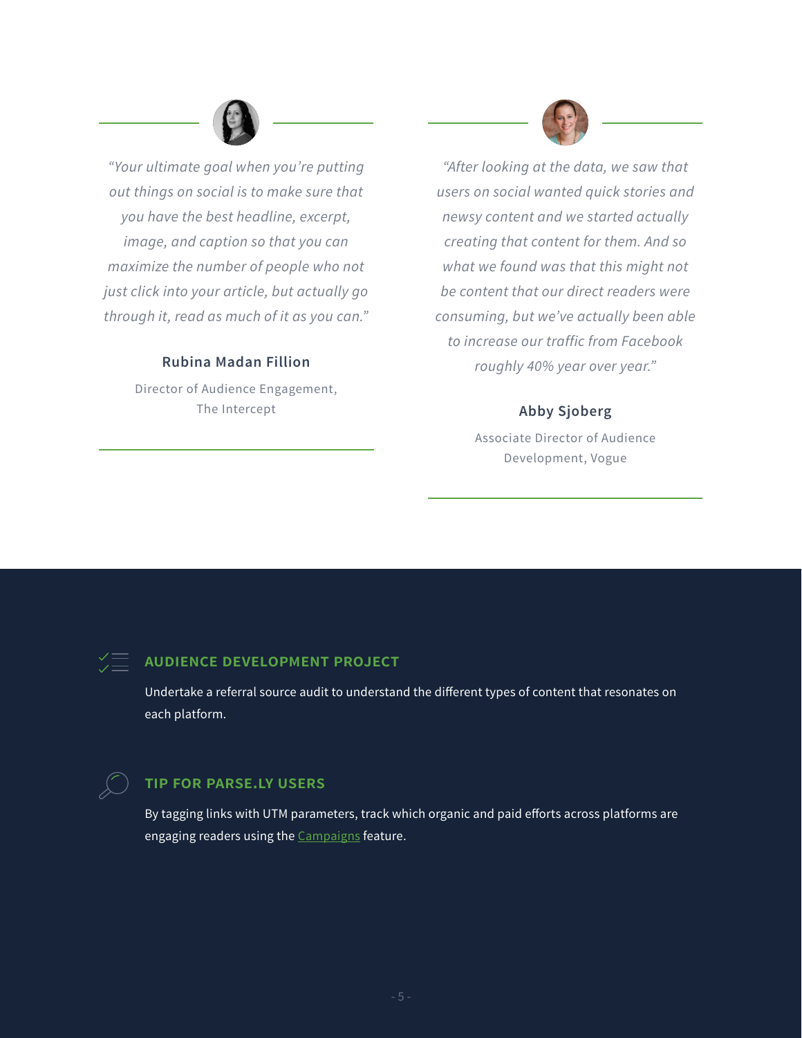*"Your ultimate goal when you're putting out things on social is to make sure that you have the best headline, excerpt, image, and caption so that you can maximize the number of people who not just click into your article, but actually go through it, read as much of it as you can."*

**Rubina Madan Fillion**

Director of Audience Engagement, The Intercept

*"After looking at the data, we saw that users on social wanted quick stories and newsy content and we started actually creating that content for them. And so what we found was that this might not be content that our direct readers were consuming, but we've actually been able to increase our traffic from Facebook roughly 40% year over year."*

**Abby Sjoberg**

Associate Director of Audience Development, Vogue

## AUDIENCE DEVELOPMENT PROJECT

Undertake a referral source audit to understand the different types of content that resonates on each platform.

## TIP FOR PARSE.LY USERS

By tagging links with UTM parameters, track which organic and paid efforts across platforms are engaging readers using the Campaigns feature.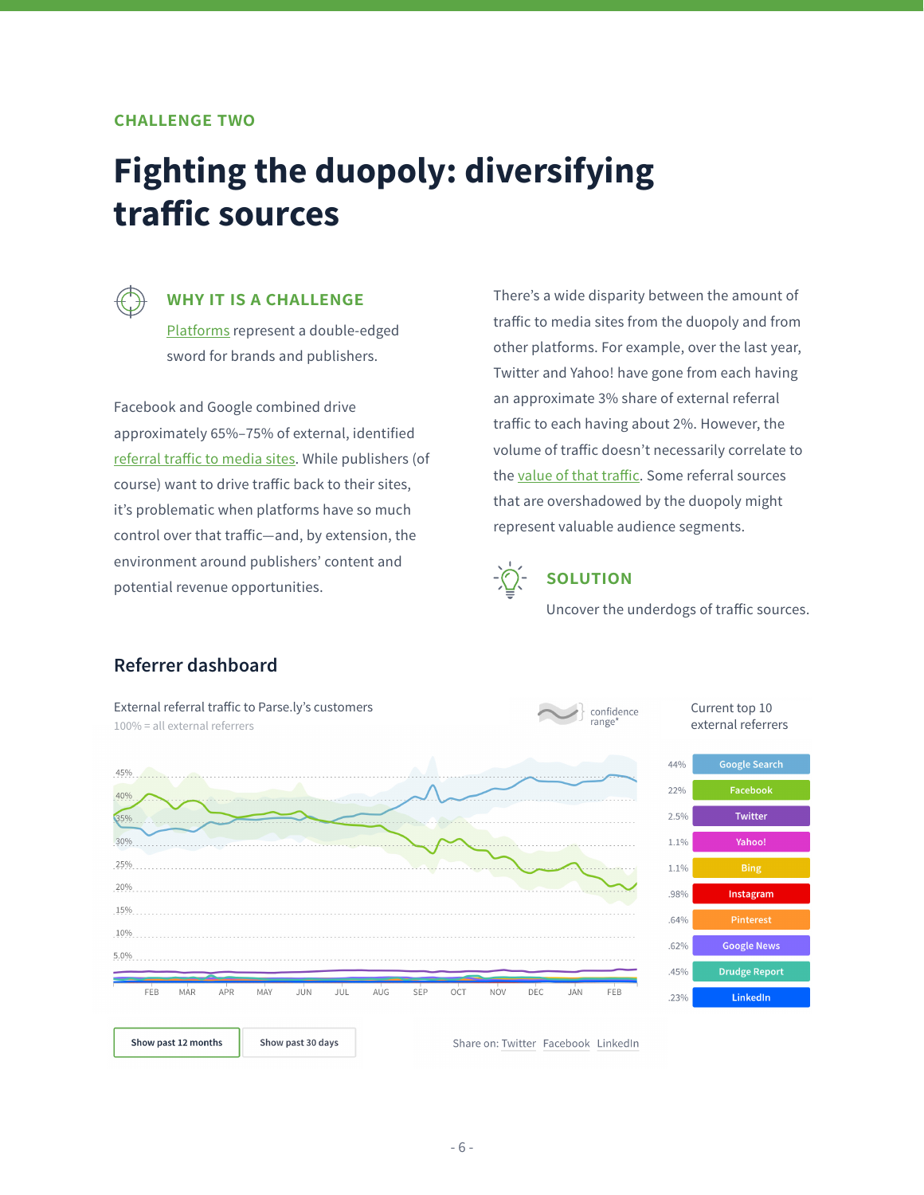CHALLENGE TWO

# Fighting the duopoly: diversifying traffic sources

### WHY IT IS A CHALLENGE

Platforms represent a double-edged sword for brands and publishers.

Facebook and Google combined drive approximately 65%–75% of external, identified referral traffic to media sites. While publishers (of course) want to drive traffic back to their sites, it's problematic when platforms have so much control over that traffic—and, by extension, the environment around publishers' content and potential revenue opportunities.

There's a wide disparity between the amount of traffic to media sites from the duopoly and from other platforms. For example, over the last year, Twitter and Yahoo! have gone from each having an approximate 3% share of external referral traffic to each having about 2%. However, the volume of traffic doesn't necessarily correlate to the value of that traffic. Some referral sources that are overshadowed by the duopoly might represent valuable audience segments.

### SOLUTION

Uncover the underdogs of traffic sources.

## Referrer dashboard

External referral traffic to Parse.ly's customers

100% = all external referrers

confidence range*

Current top 10 external referrers

| Share | Referrer |
|---|---|
| 44% | Google Search |
| 22% | Facebook |
| 2.5% | Twitter |
| 1.1% | Yahoo! |
| 1.1% | Bing |
| .98% | Instagram |
| .64% | Pinterest |
| .62% | Google News |
| .45% | Drudge Report |
| .23% | LinkedIn |

Show past 12 months | Show past 30 days

Share on: Twitter Facebook LinkedIn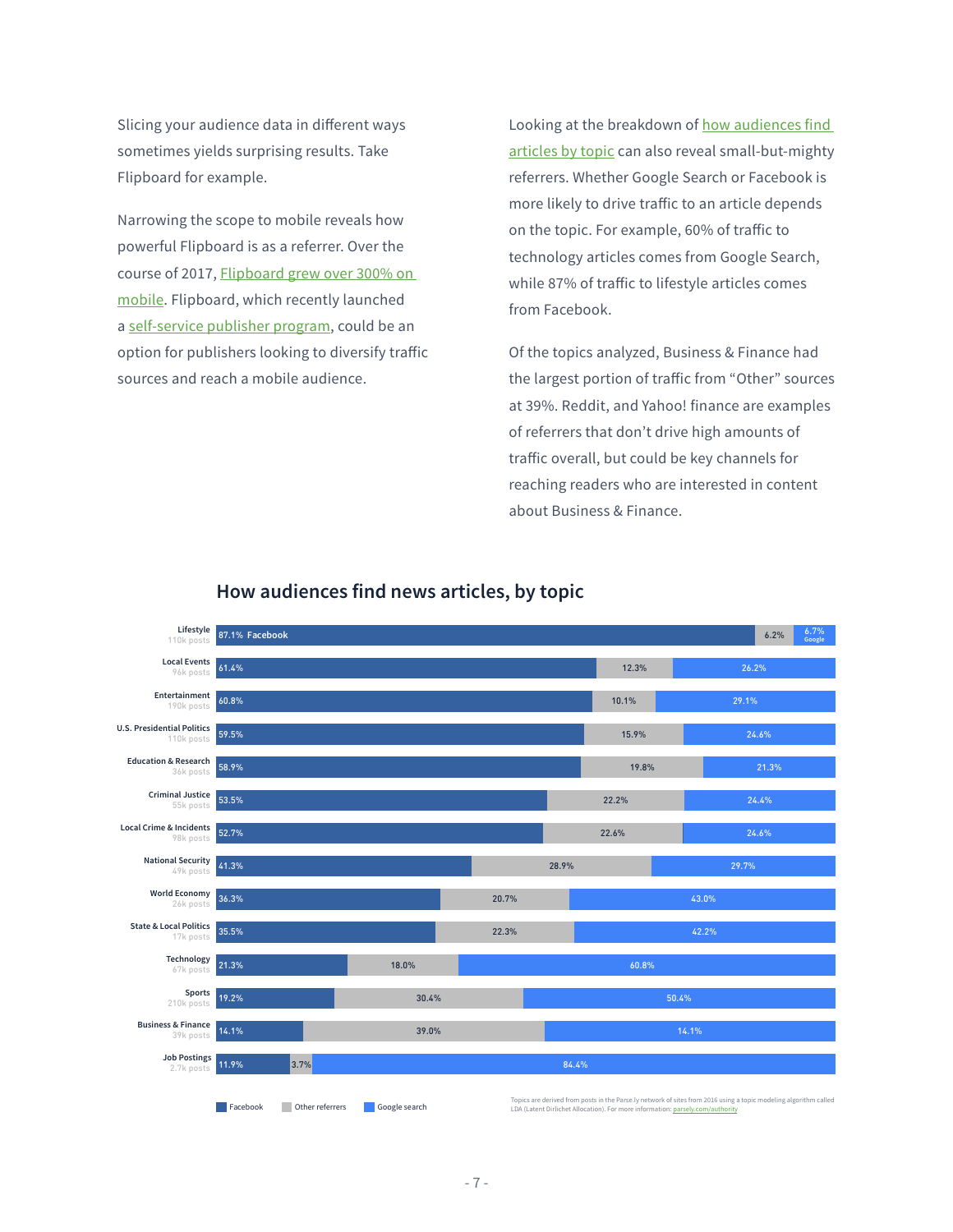Slicing your audience data in different ways sometimes yields surprising results. Take Flipboard for example.

Narrowing the scope to mobile reveals how powerful Flipboard is as a referrer. Over the course of 2017, Flipboard grew over 300% on mobile. Flipboard, which recently launched a self-service publisher program, could be an option for publishers looking to diversify traffic sources and reach a mobile audience.

Looking at the breakdown of how audiences find articles by topic can also reveal small-but-mighty referrers. Whether Google Search or Facebook is more likely to drive traffic to an article depends on the topic. For example, 60% of traffic to technology articles comes from Google Search, while 87% of traffic to lifestyle articles comes from Facebook.

Of the topics analyzed, Business & Finance had the largest portion of traffic from "Other" sources at 39%. Reddit, and Yahoo! finance are examples of referrers that don't drive high amounts of traffic overall, but could be key channels for reaching readers who are interested in content about Business & Finance.

## How audiences find news articles, by topic

| Topic | Posts | Facebook | Other referrers | Google search |
|---|---|---|---|---|
| Lifestyle | 110k posts | 87.1% | 6.2% | 6.7% |
| Local Events | 96k posts | 61.4% | 12.3% | 26.2% |
| Entertainment | 190k posts | 60.8% | 10.1% | 29.1% |
| U.S. Presidential Politics | 110k posts | 59.5% | 15.9% | 24.6% |
| Education & Research | 36k posts | 58.9% | 19.8% | 21.3% |
| Criminal Justice | 55k posts | 53.5% | 22.2% | 24.4% |
| Local Crime & Incidents | 98k posts | 52.7% | 22.6% | 24.6% |
| National Security | 49k posts | 41.3% | 28.9% | 29.7% |
| World Economy | 26k posts | 36.3% | 20.7% | 43.0% |
| State & Local Politics | 17k posts | 35.5% | 22.3% | 42.2% |
| Technology | 67k posts | 21.3% | 18.0% | 60.8% |
| Sports | 210k posts | 19.2% | 30.4% | 50.4% |
| Business & Finance | 39k posts | 14.1% | 39.0% | 14.1% |
| Job Postings | 2.7k posts | 11.9% | 3.7% | 84.4% |

Topics are derived from posts in the Parse.ly network of sites from 2016 using a topic modeling algorithm called LDA (Latent Dirlichet Allocation). For more information: parsely.com/authority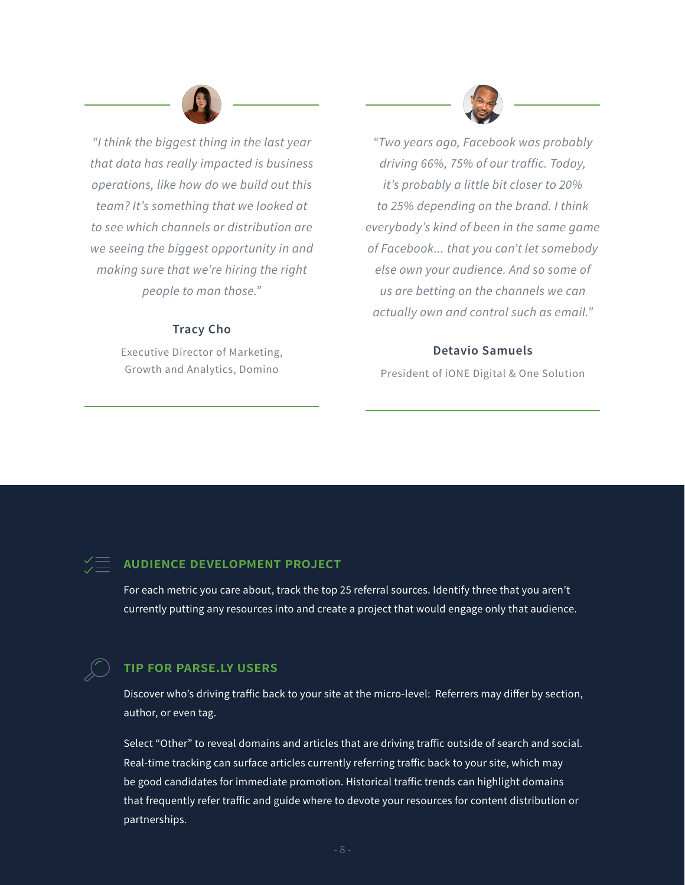*"I think the biggest thing in the last year that data has really impacted is business operations, like how do we build out this team? It's something that we looked at to see which channels or distribution are we seeing the biggest opportunity in and making sure that we're hiring the right people to man those."*

**Tracy Cho**

Executive Director of Marketing, Growth and Analytics, Domino

*"Two years ago, Facebook was probably driving 66%, 75% of our traffic. Today, it's probably a little bit closer to 20% to 25% depending on the brand. I think everybody's kind of been in the same game of Facebook... that you can't let somebody else own your audience. And so some of us are betting on the channels we can actually own and control such as email."*

**Detavio Samuels**

President of iONE Digital & One Solution

## AUDIENCE DEVELOPMENT PROJECT

For each metric you care about, track the top 25 referral sources. Identify three that you aren't currently putting any resources into and create a project that would engage only that audience.

## TIP FOR PARSE.LY USERS

Discover who's driving traffic back to your site at the micro-level: Referrers may differ by section, author, or even tag.

Select "Other" to reveal domains and articles that are driving traffic outside of search and social. Real-time tracking can surface articles currently referring traffic back to your site, which may be good candidates for immediate promotion. Historical traffic trends can highlight domains that frequently refer traffic and guide where to devote your resources for content distribution or partnerships.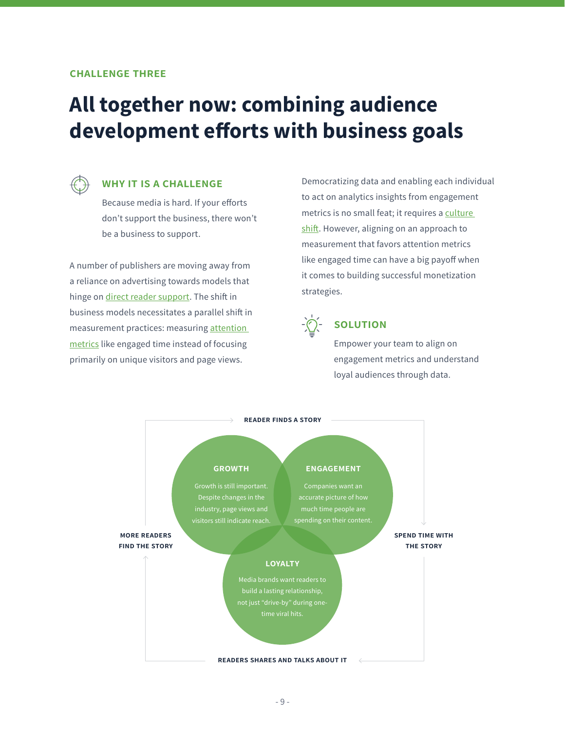CHALLENGE THREE

# All together now: combining audience development efforts with business goals

### WHY IT IS A CHALLENGE

Because media is hard. If your efforts don't support the business, there won't be a business to support.

A number of publishers are moving away from a reliance on advertising towards models that hinge on direct reader support. The shift in business models necessitates a parallel shift in measurement practices: measuring attention metrics like engaged time instead of focusing primarily on unique visitors and page views.

Democratizing data and enabling each individual to act on analytics insights from engagement metrics is no small feat; it requires a culture shift. However, aligning on an approach to measurement that favors attention metrics like engaged time can have a big payoff when it comes to building successful monetization strategies.

### SOLUTION

Empower your team to align on engagement metrics and understand loyal audiences through data.

READER FINDS A STORY

**GROWTH**

Growth is still important. Despite changes in the industry, page views and visitors still indicate reach.

**ENGAGEMENT**

Companies want an accurate picture of how much time people are spending on their content.

SPEND TIME WITH THE STORY

**LOYALTY**

Media brands want readers to build a lasting relationship, not just "drive-by" during one-time viral hits.

READERS SHARES AND TALKS ABOUT IT

MORE READERS FIND THE STORY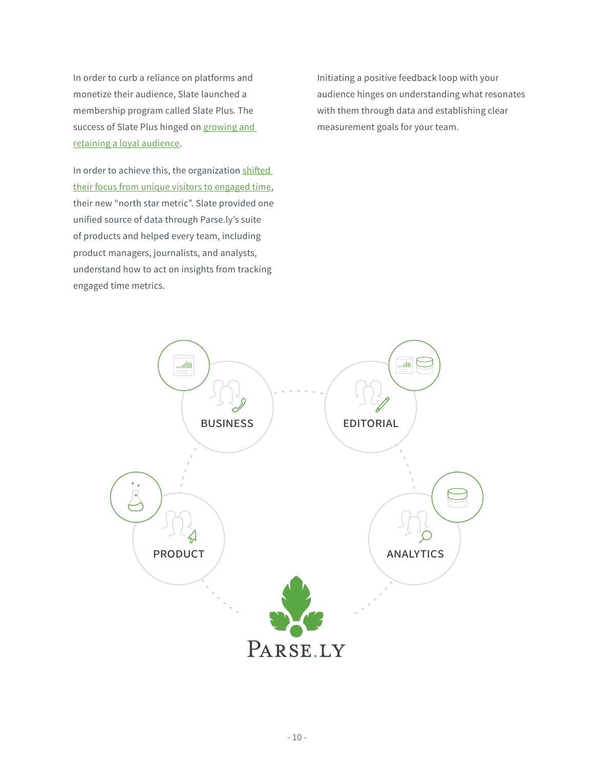In order to curb a reliance on platforms and monetize their audience, Slate launched a membership program called Slate Plus. The success of Slate Plus hinged on growing and retaining a loyal audience.

In order to achieve this, the organization shifted their focus from unique visitors to engaged time, their new "north star metric". Slate provided one unified source of data through Parse.ly's suite of products and helped every team, including product managers, journalists, and analysts, understand how to act on insights from tracking engaged time metrics.

Initiating a positive feedback loop with your audience hinges on understanding what resonates with them through data and establishing clear measurement goals for your team.

BUSINESS

EDITORIAL

PRODUCT

ANALYTICS

PARSE.LY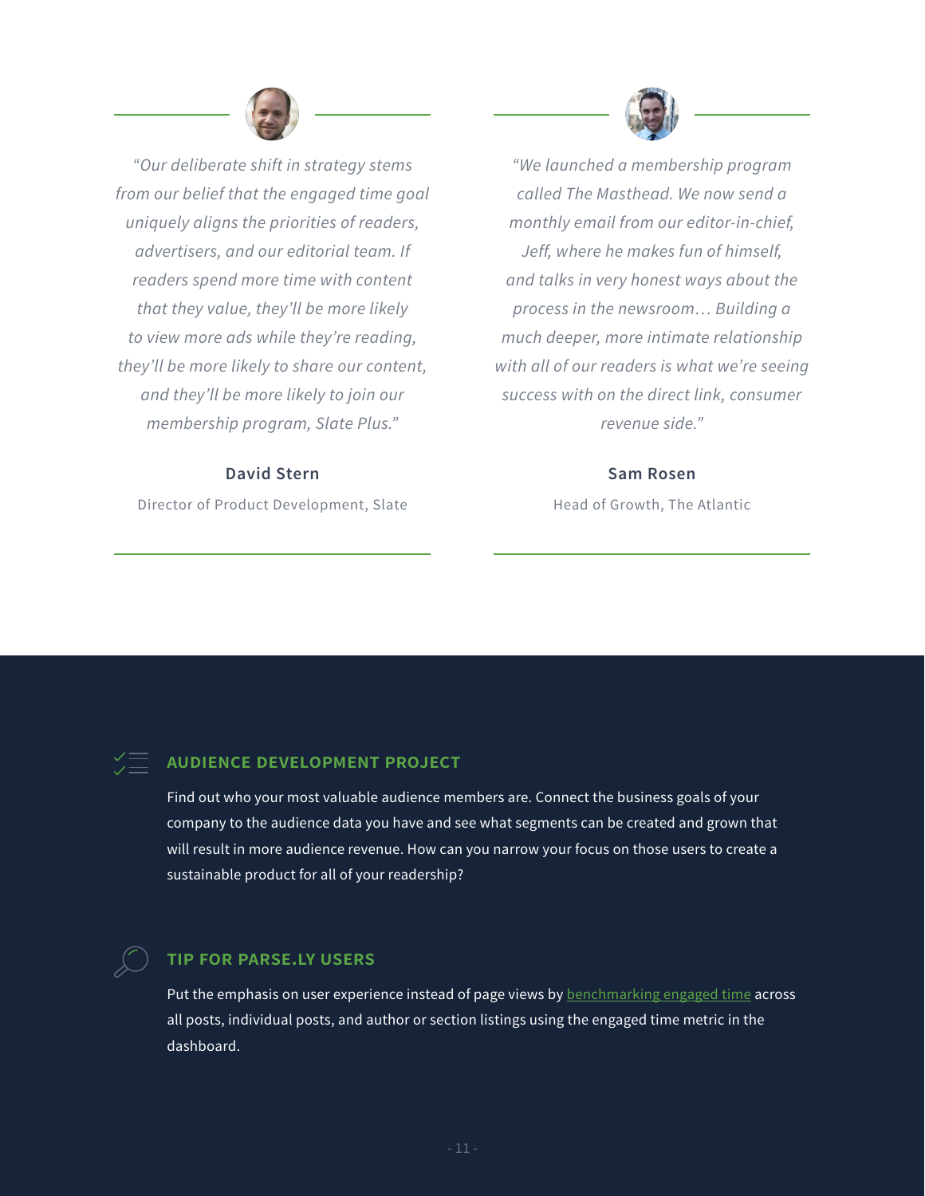*"Our deliberate shift in strategy stems from our belief that the engaged time goal uniquely aligns the priorities of readers, advertisers, and our editorial team. If readers spend more time with content that they value, they'll be more likely to view more ads while they're reading, they'll be more likely to share our content, and they'll be more likely to join our membership program, Slate Plus."*

**David Stern**

Director of Product Development, Slate

*"We launched a membership program called The Masthead. We now send a monthly email from our editor-in-chief, Jeff, where he makes fun of himself, and talks in very honest ways about the process in the newsroom… Building a much deeper, more intimate relationship with all of our readers is what we're seeing success with on the direct link, consumer revenue side."*

**Sam Rosen**

Head of Growth, The Atlantic

## AUDIENCE DEVELOPMENT PROJECT

Find out who your most valuable audience members are. Connect the business goals of your company to the audience data you have and see what segments can be created and grown that will result in more audience revenue. How can you narrow your focus on those users to create a sustainable product for all of your readership?

## TIP FOR PARSE.LY USERS

Put the emphasis on user experience instead of page views by benchmarking engaged time across all posts, individual posts, and author or section listings using the engaged time metric in the dashboard.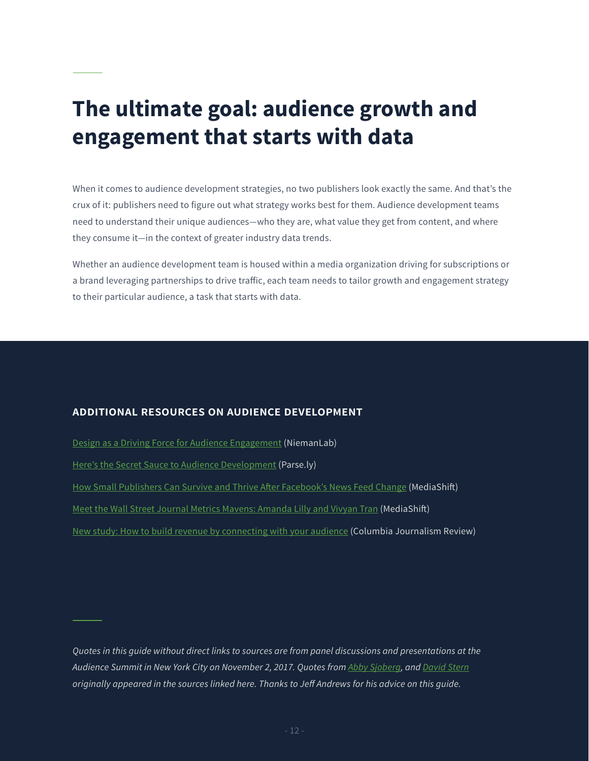# The ultimate goal: audience growth and engagement that starts with data

When it comes to audience development strategies, no two publishers look exactly the same. And that's the crux of it: publishers need to figure out what strategy works best for them. Audience development teams need to understand their unique audiences—who they are, what value they get from content, and where they consume it—in the context of greater industry data trends.

Whether an audience development team is housed within a media organization driving for subscriptions or a brand leveraging partnerships to drive traffic, each team needs to tailor growth and engagement strategy to their particular audience, a task that starts with data.

## ADDITIONAL RESOURCES ON AUDIENCE DEVELOPMENT

Design as a Driving Force for Audience Engagement (NiemanLab)

Here's the Secret Sauce to Audience Development (Parse.ly)

How Small Publishers Can Survive and Thrive After Facebook's News Feed Change (MediaShift)

Meet the Wall Street Journal Metrics Mavens: Amanda Lilly and Vivyan Tran (MediaShift)

New study: How to build revenue by connecting with your audience (Columbia Journalism Review)

*Quotes in this guide without direct links to sources are from panel discussions and presentations at the Audience Summit in New York City on November 2, 2017. Quotes from Abby Sjoberg, and David Stern originally appeared in the sources linked here. Thanks to Jeff Andrews for his advice on this guide.*